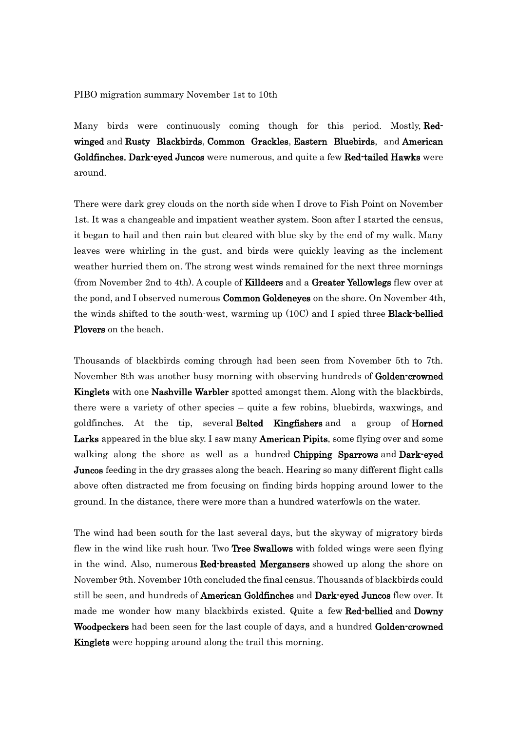PIBO migration summary November 1st to 10th

Many birds were continuously coming though for this period. Mostly, **Red-winged** and **Rusty Blackbirds**, **Common Grackles**, **Eastern Bluebirds**, and **American Goldfinches. Dark-eyed Juncos** were numerous, and quite a few **Red-tailed Hawks** were around.

There were dark grey clouds on the north side when I drove to Fish Point on November 1st. It was a changeable and impatient weather system. Soon after I started the census, it began to hail and then rain but cleared with blue sky by the end of my walk. Many leaves were whirling in the gust, and birds were quickly leaving as the inclement weather hurried them on. The strong west winds remained for the next three mornings (from November 2nd to 4th). A couple of **Killdeers** and a **Greater Yellowlegs** flew over at the pond, and I observed numerous **Common Goldeneyes** on the shore. On November 4th, the winds shifted to the south-west, warming up (10C) and I spied three **Black-bellied Plovers** on the beach.

Thousands of blackbirds coming through had been seen from November 5th to 7th. November 8th was another busy morning with observing hundreds of **Golden-crowned Kinglets** with one **Nashville Warbler** spotted amongst them. Along with the blackbirds, there were a variety of other species – quite a few robins, bluebirds, waxwings, and goldfinches. At the tip, several **Belted Kingfishers** and a group of **Horned Larks** appeared in the blue sky. I saw many **American Pipits**, some flying over and some walking along the shore as well as a hundred **Chipping Sparrows** and **Dark-eyed Juncos** feeding in the dry grasses along the beach. Hearing so many different flight calls above often distracted me from focusing on finding birds hopping around lower to the ground. In the distance, there were more than a hundred waterfowls on the water.

The wind had been south for the last several days, but the skyway of migratory birds flew in the wind like rush hour. Two **Tree Swallows** with folded wings were seen flying in the wind. Also, numerous **Red-breasted Mergansers** showed up along the shore on November 9th. November 10th concluded the final census. Thousands of blackbirds could still be seen, and hundreds of **American Goldfinches** and **Dark-eyed Juncos** flew over. It made me wonder how many blackbirds existed. Quite a few **Red-bellied** and **Downy Woodpeckers** had been seen for the last couple of days, and a hundred **Golden-crowned Kinglets** were hopping around along the trail this morning.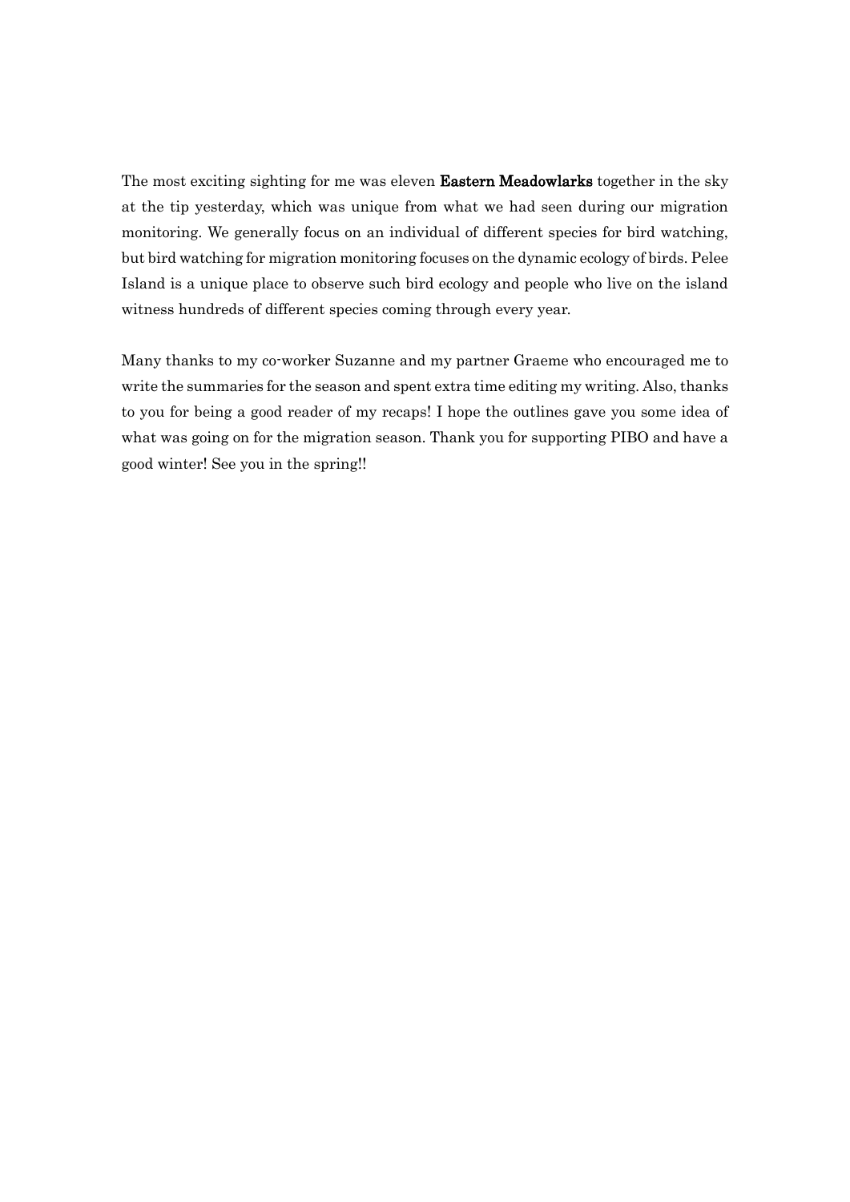The most exciting sighting for me was eleven **Eastern Meadowlarks** together in the sky at the tip yesterday, which was unique from what we had seen during our migration monitoring. We generally focus on an individual of different species for bird watching, but bird watching for migration monitoring focuses on the dynamic ecology of birds. Pelee Island is a unique place to observe such bird ecology and people who live on the island witness hundreds of different species coming through every year.

Many thanks to my co-worker Suzanne and my partner Graeme who encouraged me to write the summaries for the season and spent extra time editing my writing. Also, thanks to you for being a good reader of my recaps! I hope the outlines gave you some idea of what was going on for the migration season. Thank you for supporting PIBO and have a good winter! See you in the spring!!